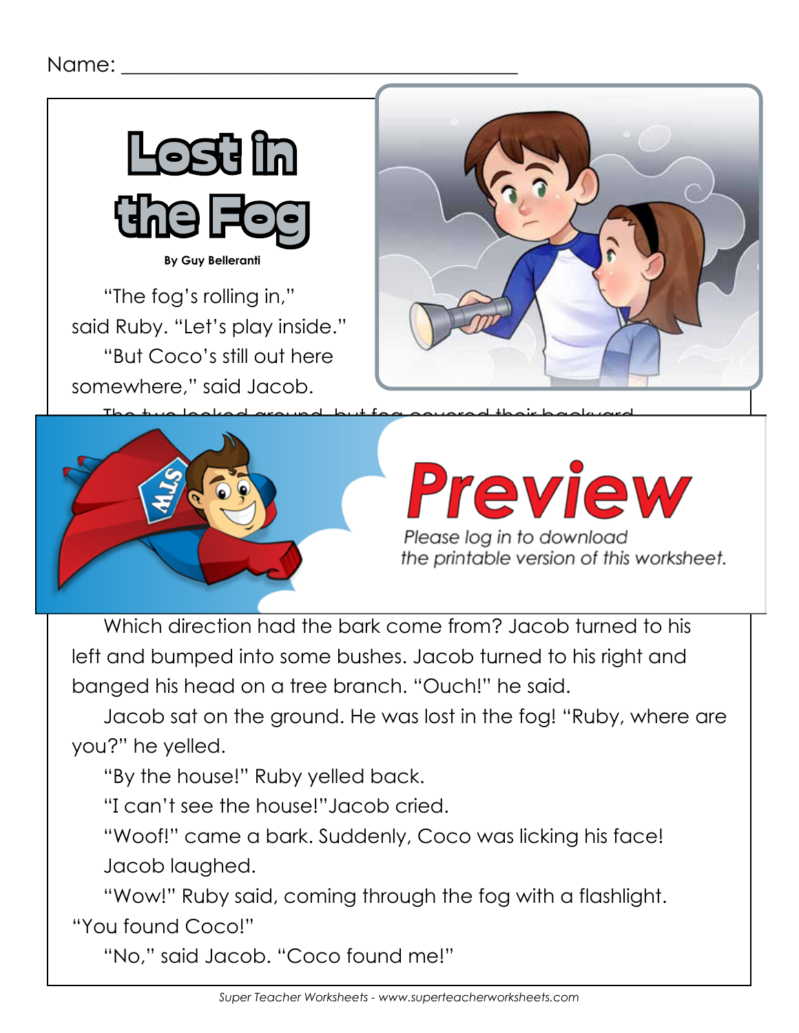Name: ______________________________________

# Lost in the Fog

**By Guy Belleranti**

"The fog's rolling in," said Ruby. "Let's play inside."

"But Coco's still out here somewhere," said Jacob.

Which direction had the bark come from? Jacob turned to his left and bumped into some bushes. Jacob turned to his right and banged his head on a tree branch. "Ouch!" he said.

Jacob sat on the ground. He was lost in the fog! "Ruby, where are you?" he yelled.

"By the house!" Ruby yelled back.

"I can't see the house!"Jacob cried.

"Woof!" came a bark. Suddenly, Coco was licking his face!

Jacob laughed.

"Wow!" Ruby said, coming through the fog with a flashlight. "You found Coco!"

"No," said Jacob. "Coco found me!"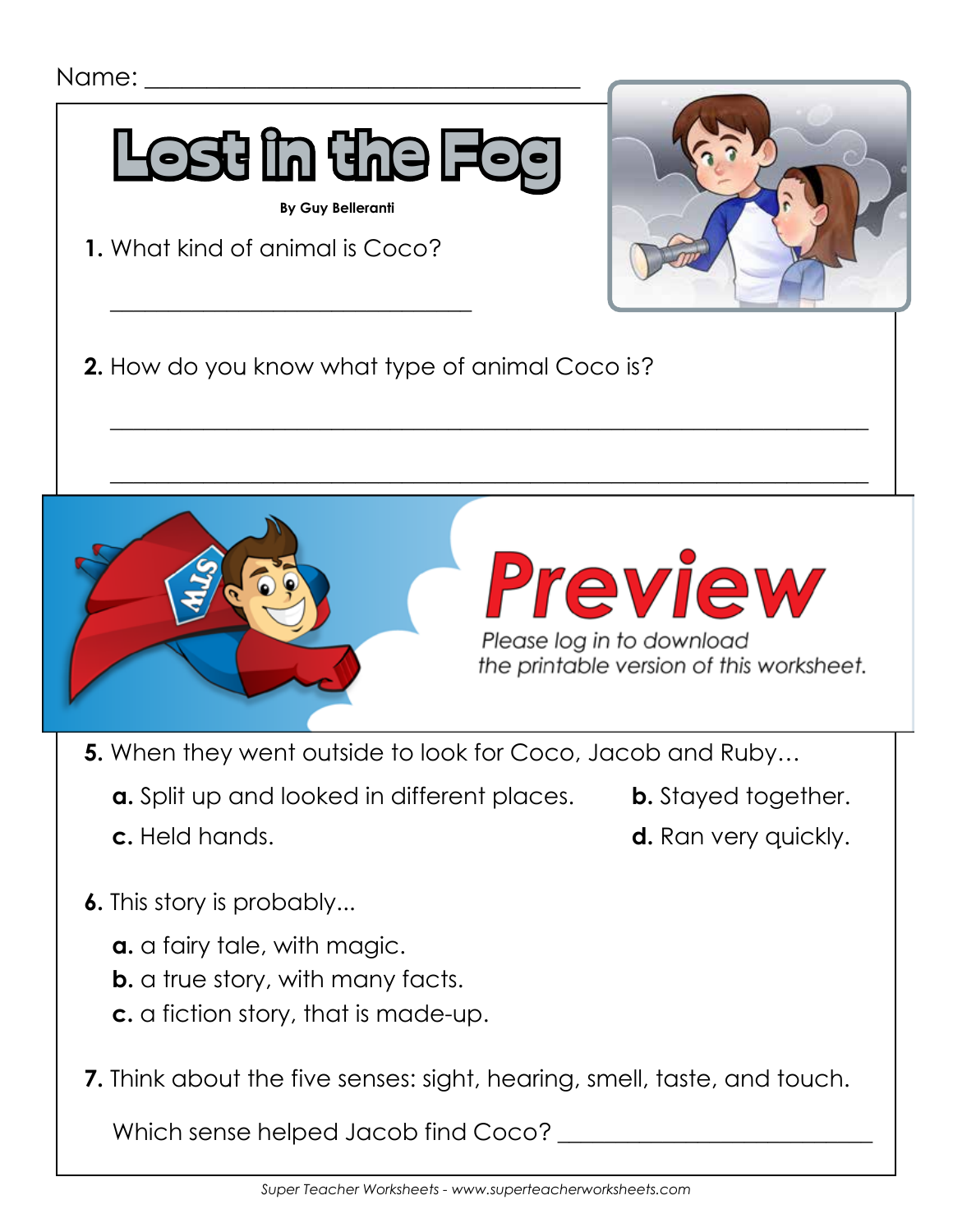Name: ___________________________________

# Lost in the Fog

**By Guy Belleranti**

**1.** What kind of animal is Coco?

_______________________________

**2.** How do you know what type of animal Coco is?

_________________________________________________________________

_________________________________________________________________

**Preview**

Please log in to download the printable version of this worksheet.

**5.** When they went outside to look for Coco, Jacob and Ruby…

**a.** Split up and looked in different places.

**b.** Stayed together.

**c.** Held hands.

**d.** Ran very quickly.

**6.** This story is probably...

**a.** a fairy tale, with magic.
**b.** a true story, with many facts.
**c.** a fiction story, that is made-up.

**7.** Think about the five senses: sight, hearing, smell, taste, and touch.

Which sense helped Jacob find Coco? ___________________________

*Super Teacher Worksheets - www.superteacherworksheets.com*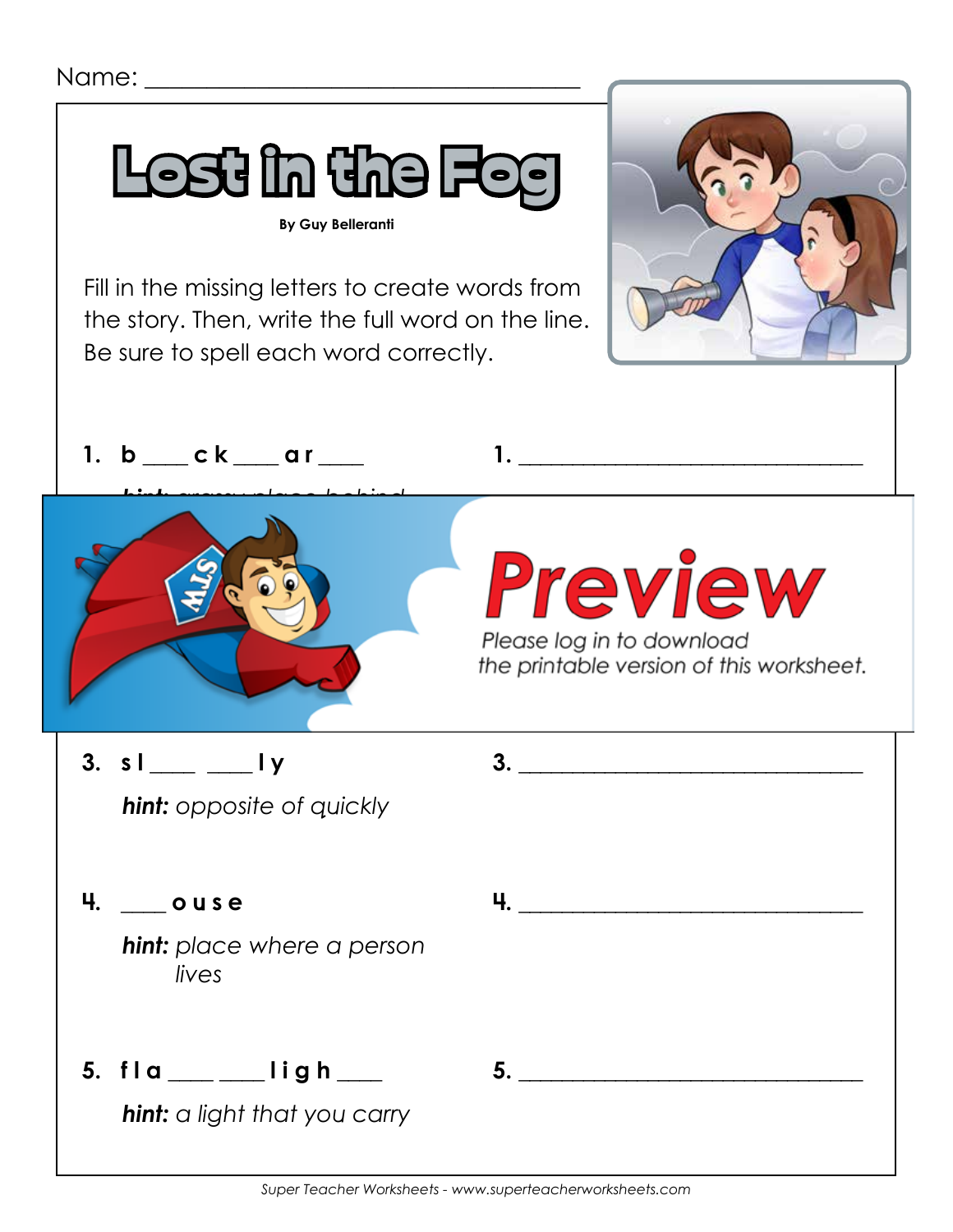Name: ___________________________________

# Lost in the Fog

**By Guy Belleranti**

Fill in the missing letters to create words from the story. Then, write the full word on the line. Be sure to spell each word correctly.

**1.** **b ___ c k ___ a r ___**

**1.** _______________________________

Preview

Please log in to download the printable version of this worksheet.

**3.** **s l ___ ___ l y**

***hint:*** *opposite of quickly*

**3.** _______________________________

**4.** **___ o u s e**

***hint:*** *place where a person lives*

**4.** _______________________________

**5.** **f l a ___ ___ l i g h ___**

***hint:*** *a light that you carry*

**5.** _______________________________

*Super Teacher Worksheets - www.superteacherworksheets.com*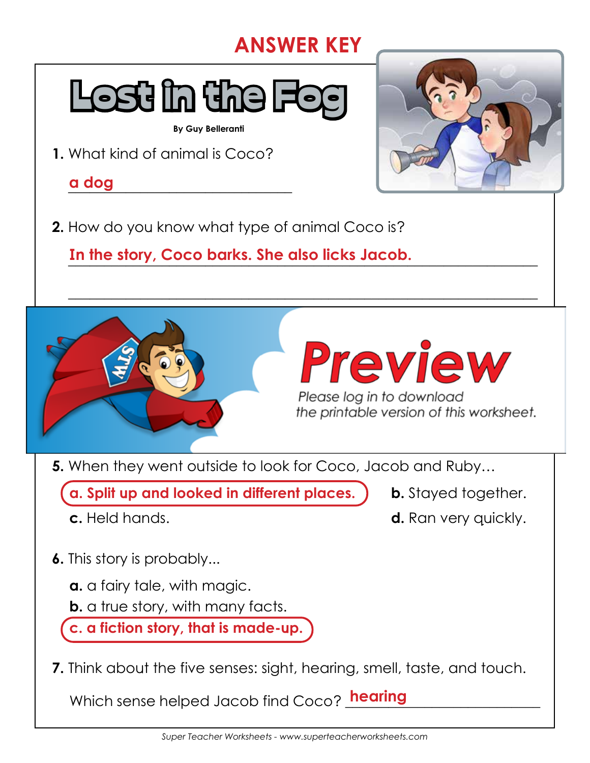# ANSWER KEY

# Lost in the Fog

By Guy Belleranti

**1.** What kind of animal is Coco?

**a dog**

**2.** How do you know what type of animal Coco is?

**In the story, Coco barks. She also licks Jacob.**

# Preview

*Please log in to download the printable version of this worksheet.*

**5.** When they went outside to look for Coco, Jacob and Ruby…

**a. Split up and looked in different places.**

**b.** Stayed together.

**c.** Held hands.

**d.** Ran very quickly.

**6.** This story is probably...

**a.** a fairy tale, with magic.

**b.** a true story, with many facts.

**c. a fiction story, that is made-up.**

**7.** Think about the five senses: sight, hearing, smell, taste, and touch.

Which sense helped Jacob find Coco? **hearing**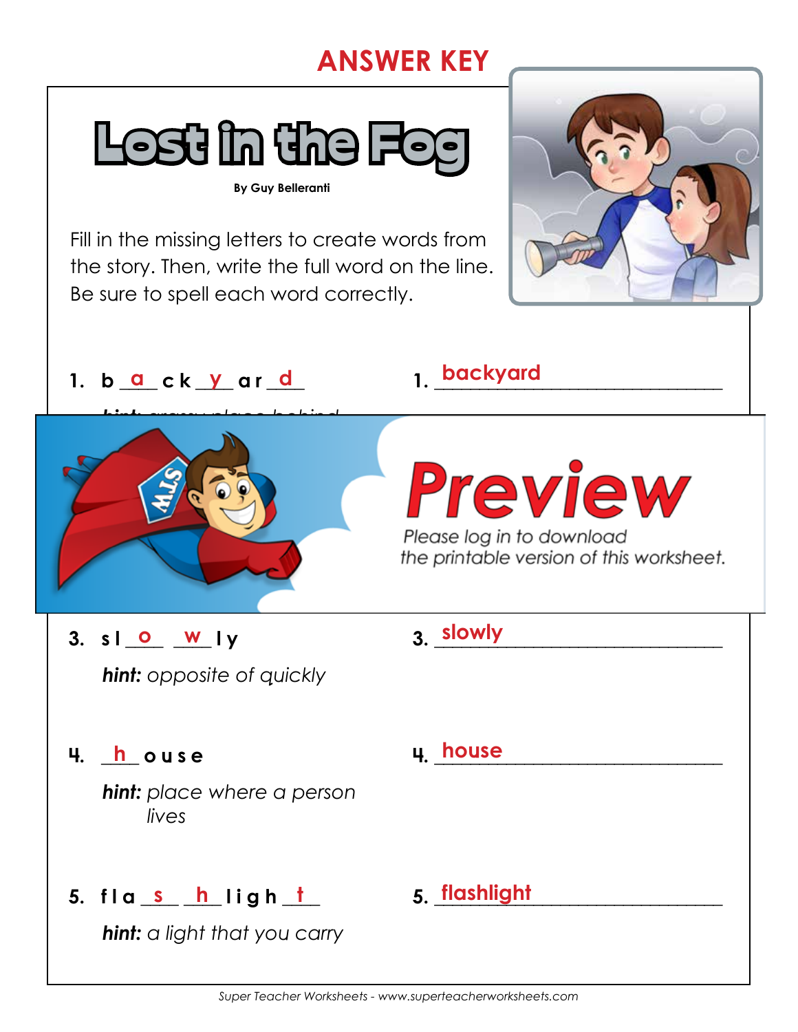# ANSWER KEY

# Lost in the Fog

**By Guy Belleranti**

Fill in the missing letters to create words from the story. Then, write the full word on the line. Be sure to spell each word correctly.

1. b _a_ c k _y_ a r _d_ — 1. backyard

Preview
Please log in to download the printable version of this worksheet.

3. s l _o_ _w_ l y — 3. slowly

***hint:*** *opposite of quickly*

4. _h_ o u s e — 4. house

***hint:*** *place where a person lives*

5. f l a _s_ _h_ l i g h _t_ — 5. flashlight

***hint:*** *a light that you carry*

Super Teacher Worksheets - www.superteacherworksheets.com